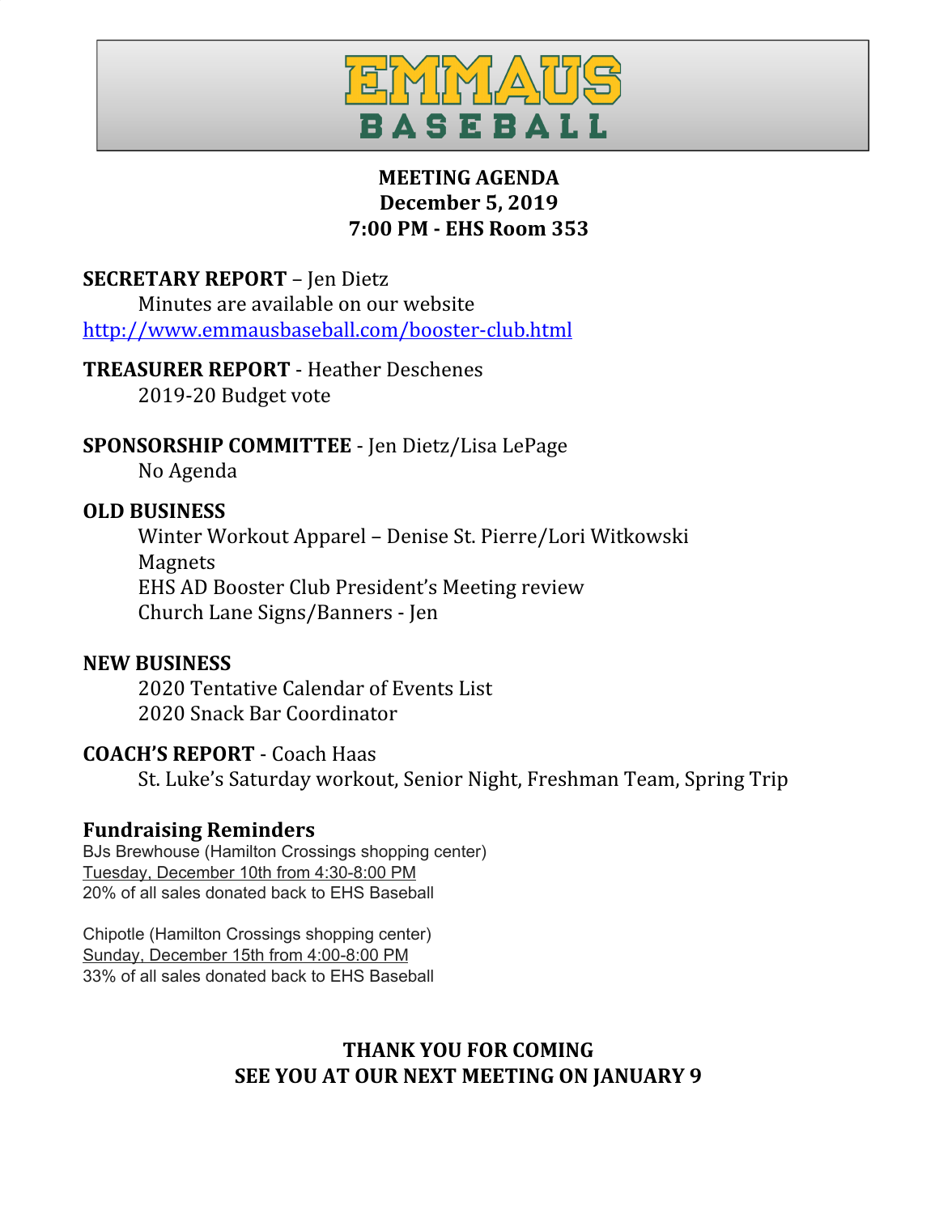# EMMAUS BASEBALL

**MEETING AGENDA**
**December 5, 2019**
**7:00 PM - EHS Room 353**

**SECRETARY REPORT** – Jen Dietz
Minutes are available on our website
http://www.emmausbaseball.com/booster-club.html

**TREASURER REPORT** - Heather Deschenes
2019-20 Budget vote

**SPONSORSHIP COMMITTEE** - Jen Dietz/Lisa LePage
No Agenda

**OLD BUSINESS**
Winter Workout Apparel – Denise St. Pierre/Lori Witkowski
Magnets
EHS AD Booster Club President's Meeting review
Church Lane Signs/Banners - Jen

**NEW BUSINESS**
2020 Tentative Calendar of Events List
2020 Snack Bar Coordinator

**COACH'S REPORT** - Coach Haas
St. Luke's Saturday workout, Senior Night, Freshman Team, Spring Trip

**Fundraising Reminders**

BJs Brewhouse (Hamilton Crossings shopping center)
Tuesday, December 10th from 4:30-8:00 PM
20% of all sales donated back to EHS Baseball

Chipotle (Hamilton Crossings shopping center)
Sunday, December 15th from 4:00-8:00 PM
33% of all sales donated back to EHS Baseball

**THANK YOU FOR COMING**
**SEE YOU AT OUR NEXT MEETING ON JANUARY 9**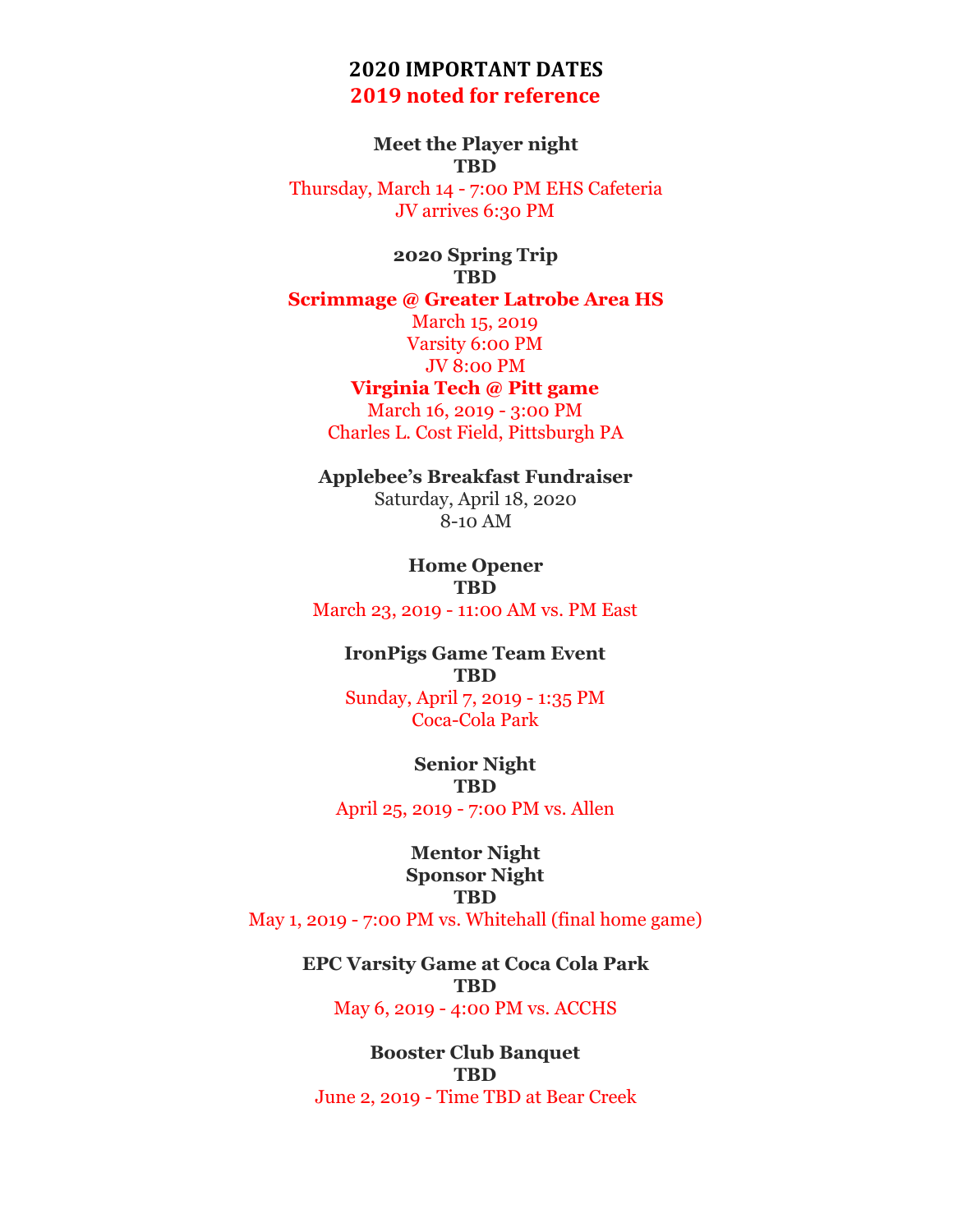## 2020 IMPORTANT DATES

## 2019 noted for reference

**Meet the Player night**
**TBD**
Thursday, March 14 - 7:00 PM EHS Cafeteria
JV arrives 6:30 PM

**2020 Spring Trip**
**TBD**
**Scrimmage @ Greater Latrobe Area HS**
March 15, 2019
Varsity 6:00 PM
JV 8:00 PM
**Virginia Tech @ Pitt game**
March 16, 2019 - 3:00 PM
Charles L. Cost Field, Pittsburgh PA

**Applebee's Breakfast Fundraiser**
Saturday, April 18, 2020
8-10 AM

**Home Opener**
**TBD**
March 23, 2019 - 11:00 AM vs. PM East

**IronPigs Game Team Event**
**TBD**
Sunday, April 7, 2019 - 1:35 PM
Coca-Cola Park

**Senior Night**
**TBD**
April 25, 2019 - 7:00 PM vs. Allen

**Mentor Night**
**Sponsor Night**
**TBD**
May 1, 2019 - 7:00 PM vs. Whitehall (final home game)

**EPC Varsity Game at Coca Cola Park**
**TBD**
May 6, 2019 - 4:00 PM vs. ACCHS

**Booster Club Banquet**
**TBD**
June 2, 2019 - Time TBD at Bear Creek